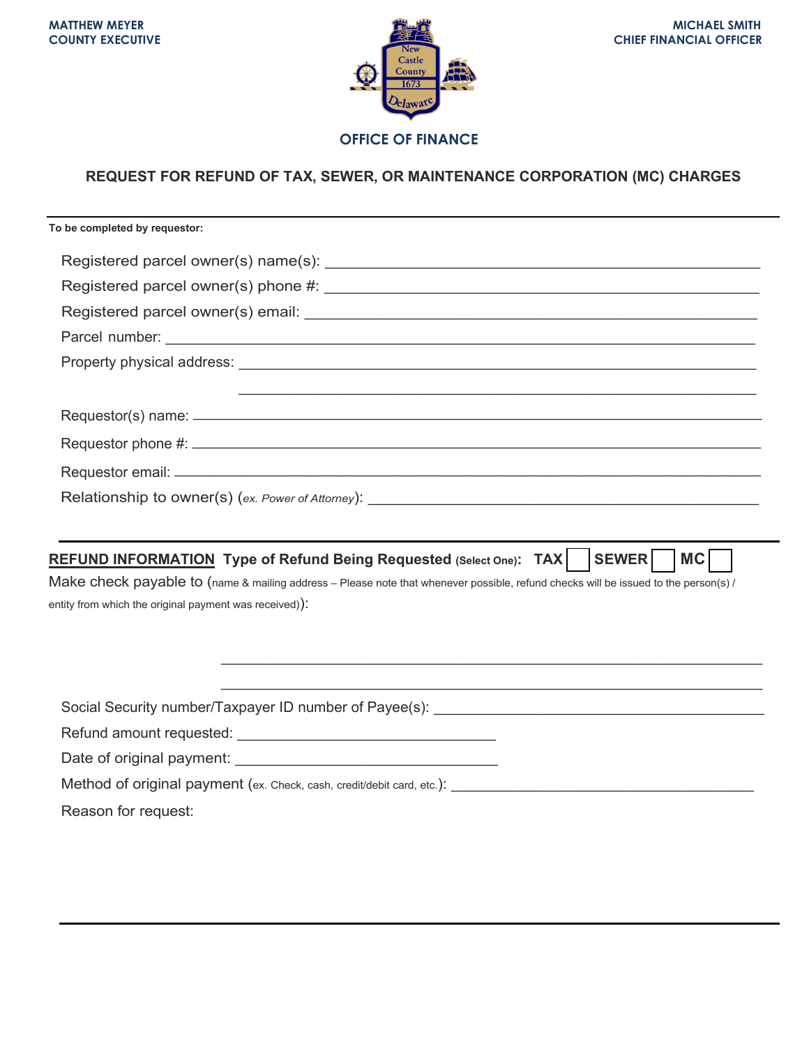MATTHEW MEYER
COUNTY EXECUTIVE

MICHAEL SMITH
CHIEF FINANCIAL OFFICER

New Castle County 1673 Delaware

## OFFICE OF FINANCE

# REQUEST FOR REFUND OF TAX, SEWER, OR MAINTENANCE CORPORATION (MC) CHARGES

---

**To be completed by requestor:**

Registered parcel owner(s) name(s): ____________________________________________

Registered parcel owner(s) phone #: ____________________________________________

Registered parcel owner(s) email: ____________________________________________

Parcel number: ____________________________________________

Property physical address: ____________________________________________

____________________________________________

Requestor(s) name: ____________________________________________

Requestor phone #: ____________________________________________

Requestor email: ____________________________________________

Relationship to owner(s) (*ex. Power of Attorney*): ____________________________________________

---

**REFUND INFORMATION** **Type of Refund Being Requested** (**Select One**): **TAX** ☐ **SEWER** ☐ **MC** ☐

Make check payable to (name & mailing address – Please note that whenever possible, refund checks will be issued to the person(s) / entity from which the original payment was received)):

____________________________________________

____________________________________________

Social Security number/Taxpayer ID number of Payee(s): ____________________________________________

Refund amount requested: ______________________________

Date of original payment: ______________________________

Method of original payment (ex. Check, cash, credit/debit card, etc.): ______________________________

Reason for request:

---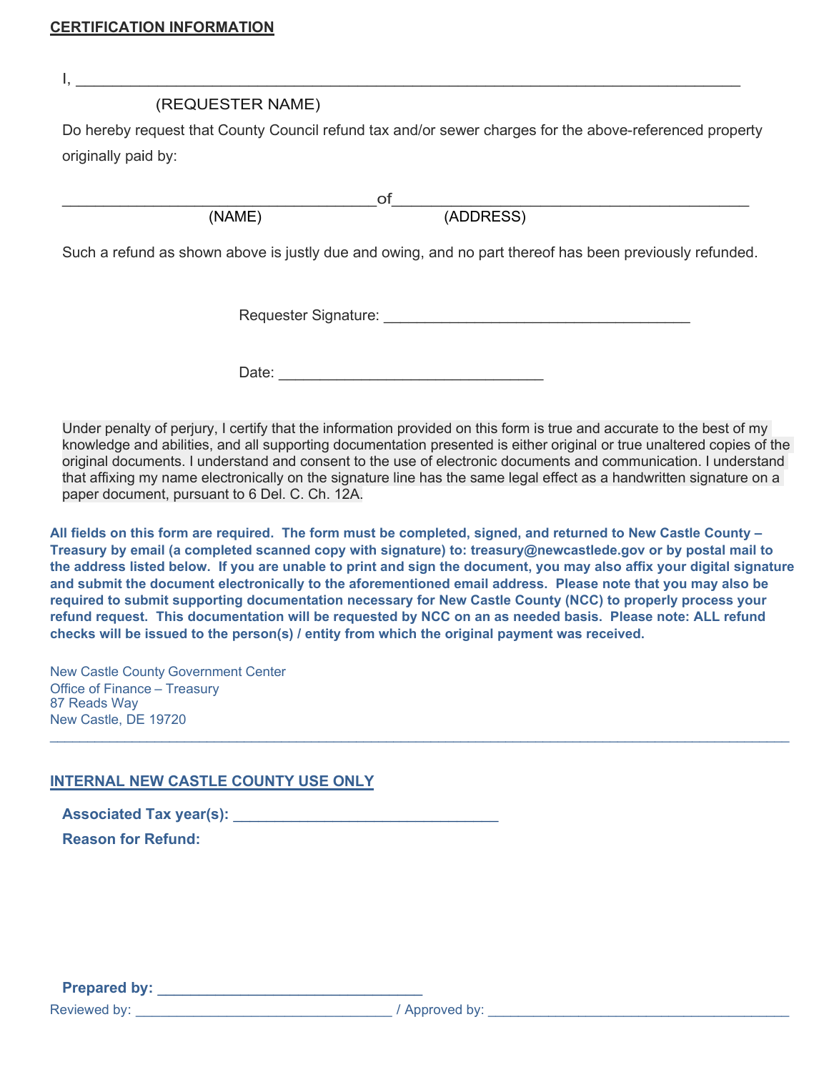**CERTIFICATION INFORMATION**

I, ___________________________________________________________________________

(REQUESTER NAME)

Do hereby request that County Council refund tax and/or sewer charges for the above-referenced property originally paid by:

____________________________________of________________________________________

(NAME) (ADDRESS)

Such a refund as shown above is justly due and owing, and no part thereof has been previously refunded.

Requester Signature: ____________________________________

Date: ________________________________

Under penalty of perjury, I certify that the information provided on this form is true and accurate to the best of my knowledge and abilities, and all supporting documentation presented is either original or true unaltered copies of the original documents. I understand and consent to the use of electronic documents and communication. I understand that affixing my name electronically on the signature line has the same legal effect as a handwritten signature on a paper document, pursuant to 6 Del. C. Ch. 12A.

**All fields on this form are required. The form must be completed, signed, and returned to New Castle County – Treasury by email (a completed scanned copy with signature) to: treasury@newcastlede.gov or by postal mail to the address listed below. If you are unable to print and sign the document, you may also affix your digital signature and submit the document electronically to the aforementioned email address. Please note that you may also be required to submit supporting documentation necessary for New Castle County (NCC) to properly process your refund request. This documentation will be requested by NCC on an as needed basis. Please note: ALL refund checks will be issued to the person(s) / entity from which the original payment was received.**

New Castle County Government Center
Office of Finance – Treasury
87 Reads Way
New Castle, DE 19720

---

**INTERNAL NEW CASTLE COUNTY USE ONLY**

**Associated Tax year(s):** ________________________________

**Reason for Refund:**

**Prepared by:** ________________________________

Reviewed by: ________________________________ / Approved by: ______________________________________